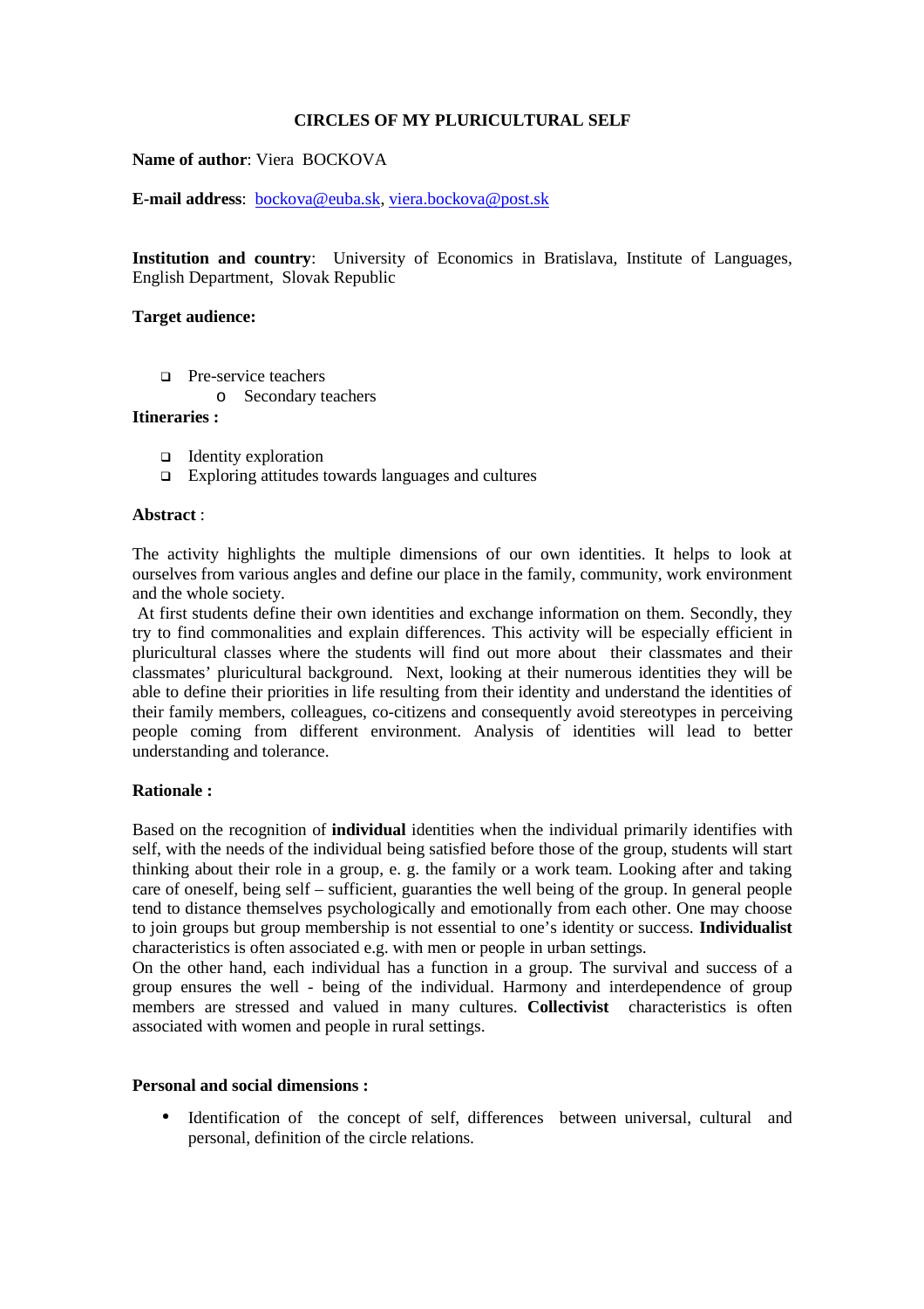# CIRCLES OF MY PLURICULTURAL SELF

**Name of author**: Viera BOCKOVA

**E-mail address**: bockova@euba.sk, viera.bockova@post.sk

**Institution and country**: University of Economics in Bratislava, Institute of Languages, English Department, Slovak Republic

**Target audience:**

- Pre-service teachers
  - Secondary teachers

**Itineraries :**

- Identity exploration
- Exploring attitudes towards languages and cultures

**Abstract** :

The activity highlights the multiple dimensions of our own identities. It helps to look at ourselves from various angles and define our place in the family, community, work environment and the whole society.

At first students define their own identities and exchange information on them. Secondly, they try to find commonalities and explain differences. This activity will be especially efficient in pluricultural classes where the students will find out more about their classmates and their classmates' pluricultural background. Next, looking at their numerous identities they will be able to define their priorities in life resulting from their identity and understand the identities of their family members, colleagues, co-citizens and consequently avoid stereotypes in perceiving people coming from different environment. Analysis of identities will lead to better understanding and tolerance.

**Rationale :**

Based on the recognition of **individual** identities when the individual primarily identifies with self, with the needs of the individual being satisfied before those of the group, students will start thinking about their role in a group, e. g. the family or a work team. Looking after and taking care of oneself, being self – sufficient, guaranties the well being of the group. In general people tend to distance themselves psychologically and emotionally from each other. One may choose to join groups but group membership is not essential to one's identity or success. **Individualist** characteristics is often associated e.g. with men or people in urban settings.

On the other hand, each individual has a function in a group. The survival and success of a group ensures the well - being of the individual. Harmony and interdependence of group members are stressed and valued in many cultures. **Collectivist** characteristics is often associated with women and people in rural settings.

**Personal and social dimensions :**

- Identification of the concept of self, differences between universal, cultural and personal, definition of the circle relations.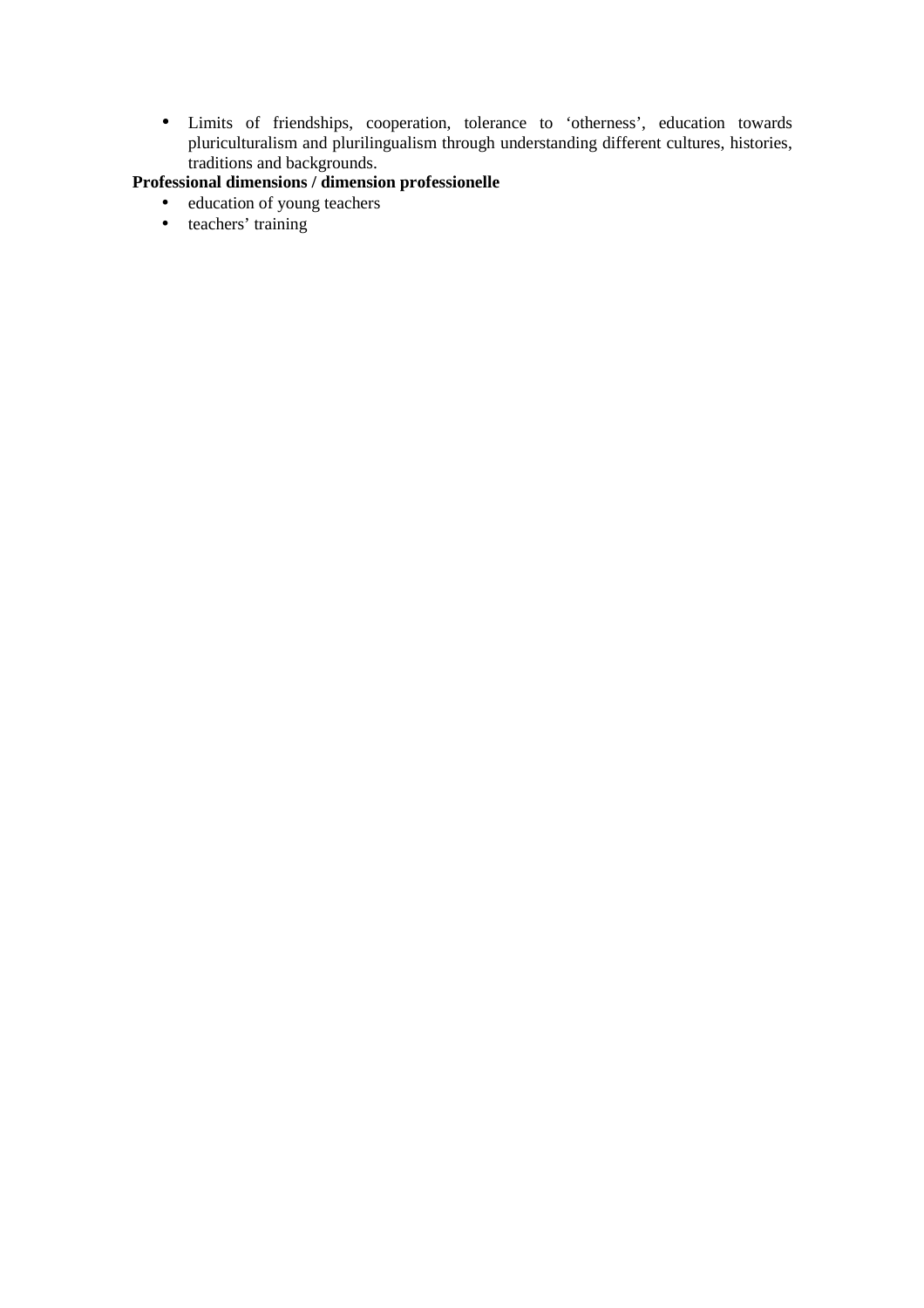- Limits of friendships, cooperation, tolerance to ‘otherness’, education towards pluriculturalism and plurilingualism through understanding different cultures, histories, traditions and backgrounds.

**Professional dimensions / dimension professionelle**

- education of young teachers
- teachers’ training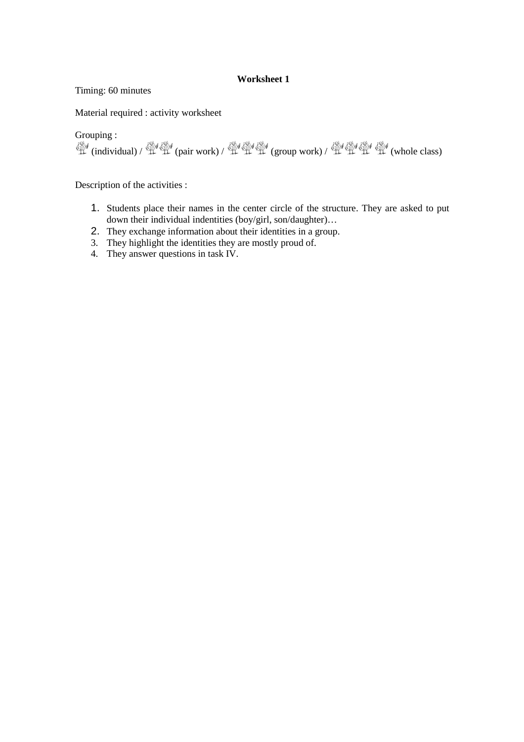**Worksheet 1**

Timing: 60 minutes

Material required : activity worksheet

Grouping :
(individual) / (pair work) / (group work) / (whole class)

Description of the activities :

1. Students place their names in the center circle of the structure. They are asked to put down their individual indentities (boy/girl, son/daughter)…
2. They exchange information about their identities in a group.
3. They highlight the identities they are mostly proud of.
4. They answer questions in task IV.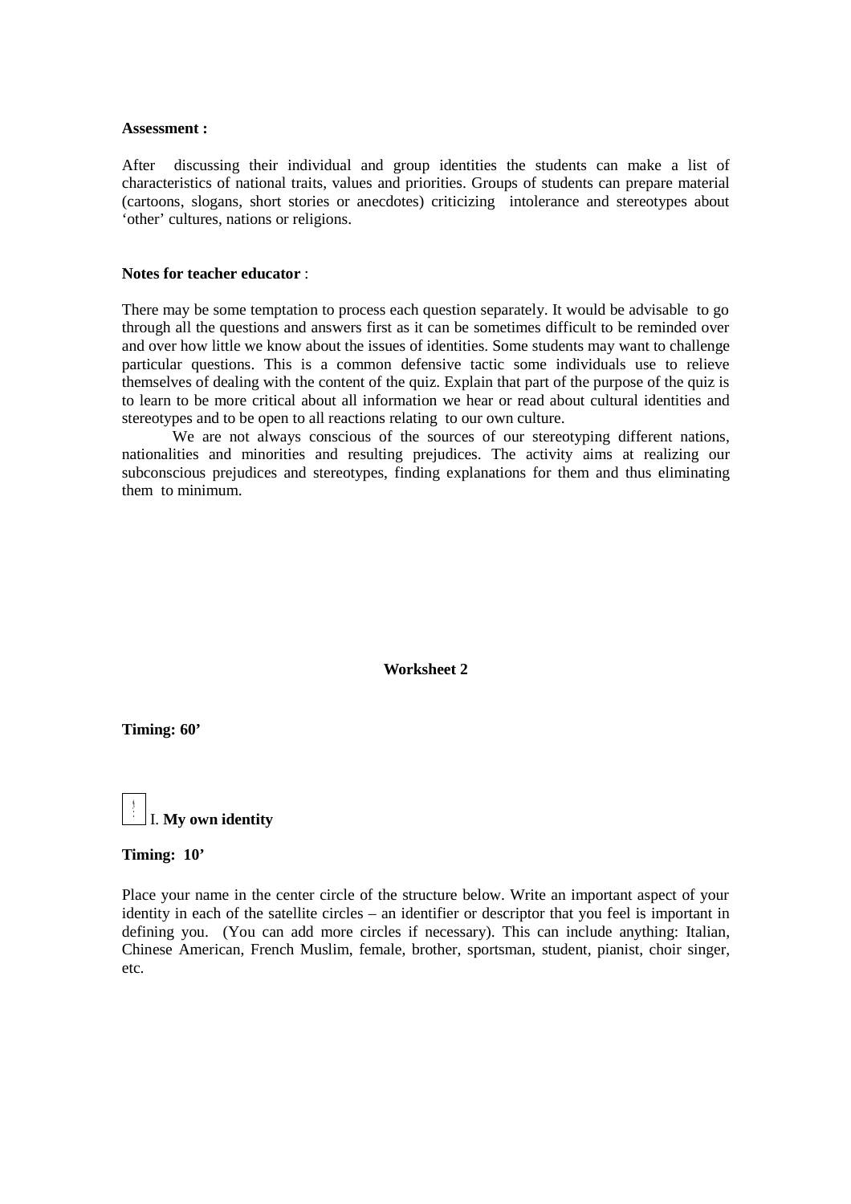**Assessment :**

After discussing their individual and group identities the students can make a list of characteristics of national traits, values and priorities. Groups of students can prepare material (cartoons, slogans, short stories or anecdotes) criticizing intolerance and stereotypes about 'other' cultures, nations or religions.

**Notes for teacher educator** :

There may be some temptation to process each question separately. It would be advisable to go through all the questions and answers first as it can be sometimes difficult to be reminded over and over how little we know about the issues of identities. Some students may want to challenge particular questions. This is a common defensive tactic some individuals use to relieve themselves of dealing with the content of the quiz. Explain that part of the purpose of the quiz is to learn to be more critical about all information we hear or read about cultural identities and stereotypes and to be open to all reactions relating to our own culture.

We are not always conscious of the sources of our stereotyping different nations, nationalities and minorities and resulting prejudices. The activity aims at realizing our subconscious prejudices and stereotypes, finding explanations for them and thus eliminating them to minimum.

**Worksheet 2**

**Timing: 60'**

I. **My own identity**

**Timing: 10'**

Place your name in the center circle of the structure below. Write an important aspect of your identity in each of the satellite circles – an identifier or descriptor that you feel is important in defining you. (You can add more circles if necessary). This can include anything: Italian, Chinese American, French Muslim, female, brother, sportsman, student, pianist, choir singer, etc.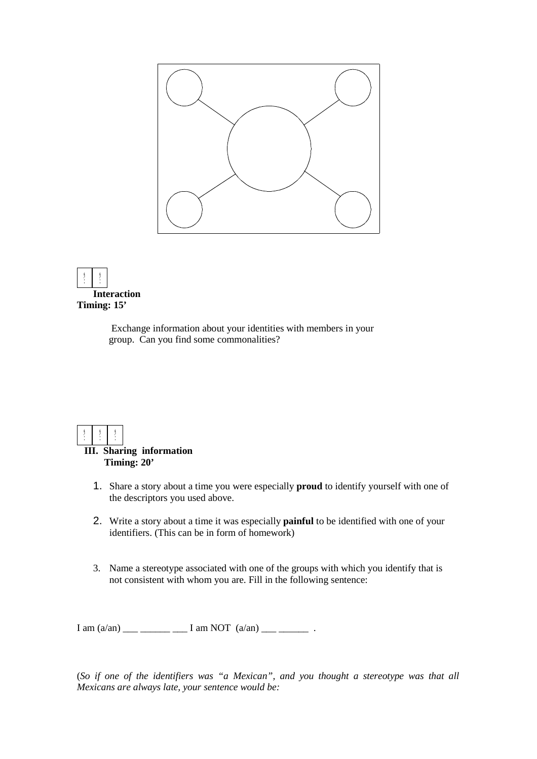**Interaction**
**Timing: 15'**

Exchange information about your identities with members in your group. Can you find some commonalities?

### III. Sharing information
**Timing: 20'**

1. Share a story about a time you were especially **proud** to identify yourself with one of the descriptors you used above.
2. Write a story about a time it was especially **painful** to be identified with one of your identifiers. (This can be in form of homework)
3. Name a stereotype associated with one of the groups with which you identify that is not consistent with whom you are. Fill in the following sentence:

I am (a/an) ___ ______ ___ I am NOT (a/an) ___ ______ .

(*So if one of the identifiers was "a Mexican", and you thought a stereotype was that all Mexicans are always late, your sentence would be:*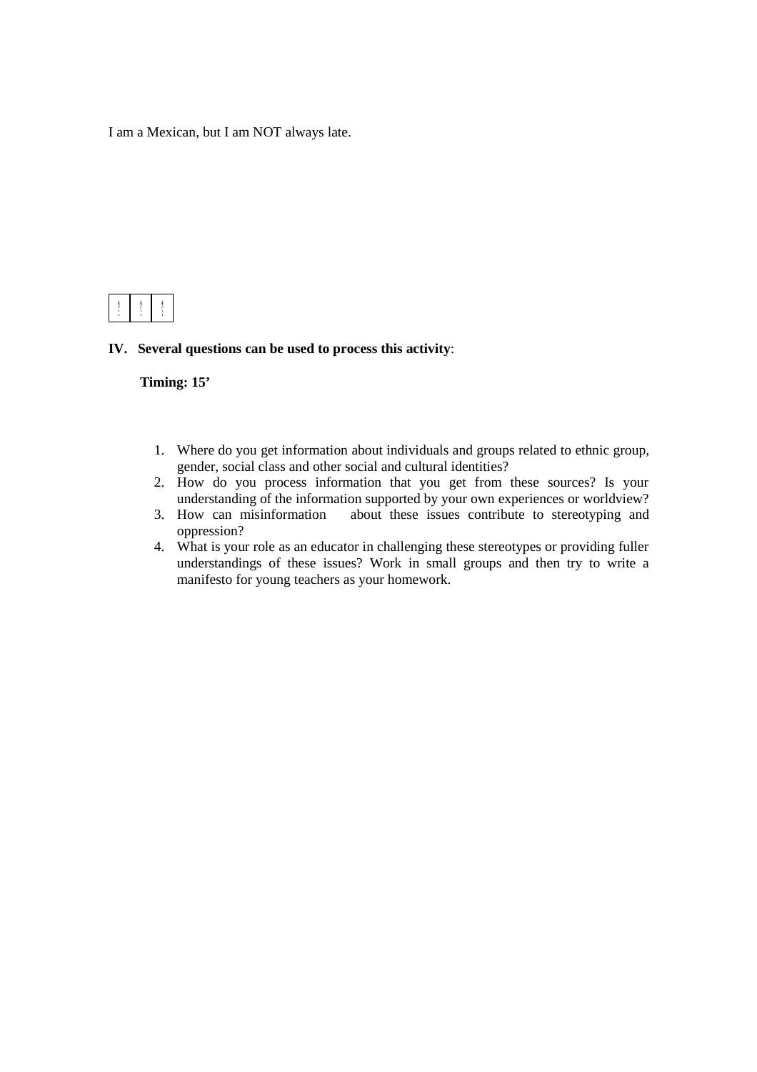I am a Mexican, but I am NOT always late.

## IV. Several questions can be used to process this activity:

**Timing: 15'**

1. Where do you get information about individuals and groups related to ethnic group, gender, social class and other social and cultural identities?
2. How do you process information that you get from these sources? Is your understanding of the information supported by your own experiences or worldview?
3. How can misinformation about these issues contribute to stereotyping and oppression?
4. What is your role as an educator in challenging these stereotypes or providing fuller understandings of these issues? Work in small groups and then try to write a manifesto for young teachers as your homework.